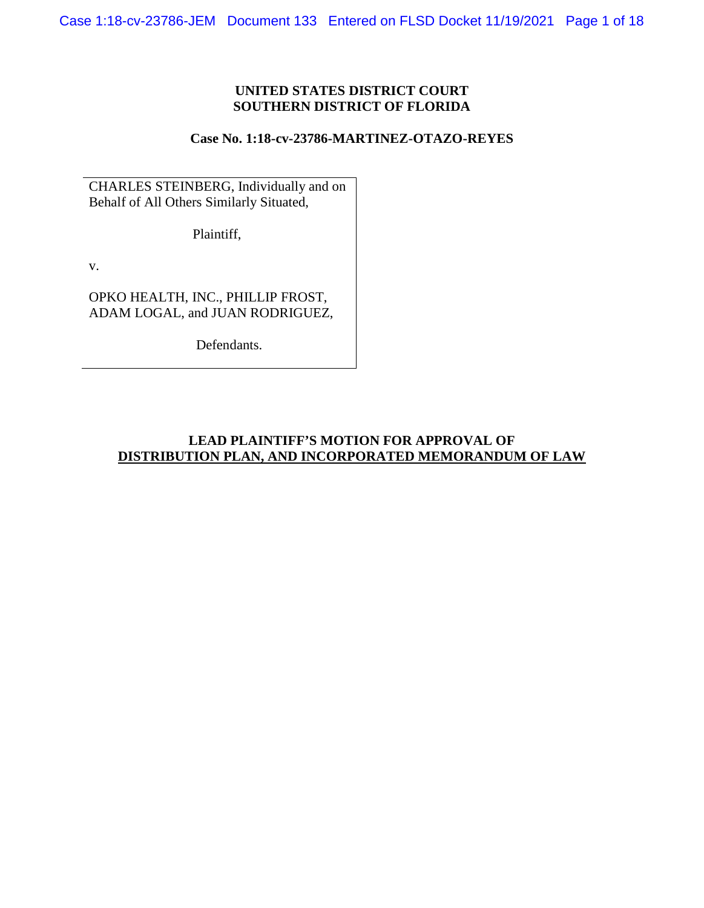**UNITED STATES DISTRICT COURT**
**SOUTHERN DISTRICT OF FLORIDA**

**Case No. 1:18-cv-23786-MARTINEZ-OTAZO-REYES**

CHARLES STEINBERG, Individually and on Behalf of All Others Similarly Situated,

Plaintiff,

v.

OPKO HEALTH, INC., PHILLIP FROST, ADAM LOGAL, and JUAN RODRIGUEZ,

Defendants.

**LEAD PLAINTIFF'S MOTION FOR APPROVAL OF**
**DISTRIBUTION PLAN, AND INCORPORATED MEMORANDUM OF LAW**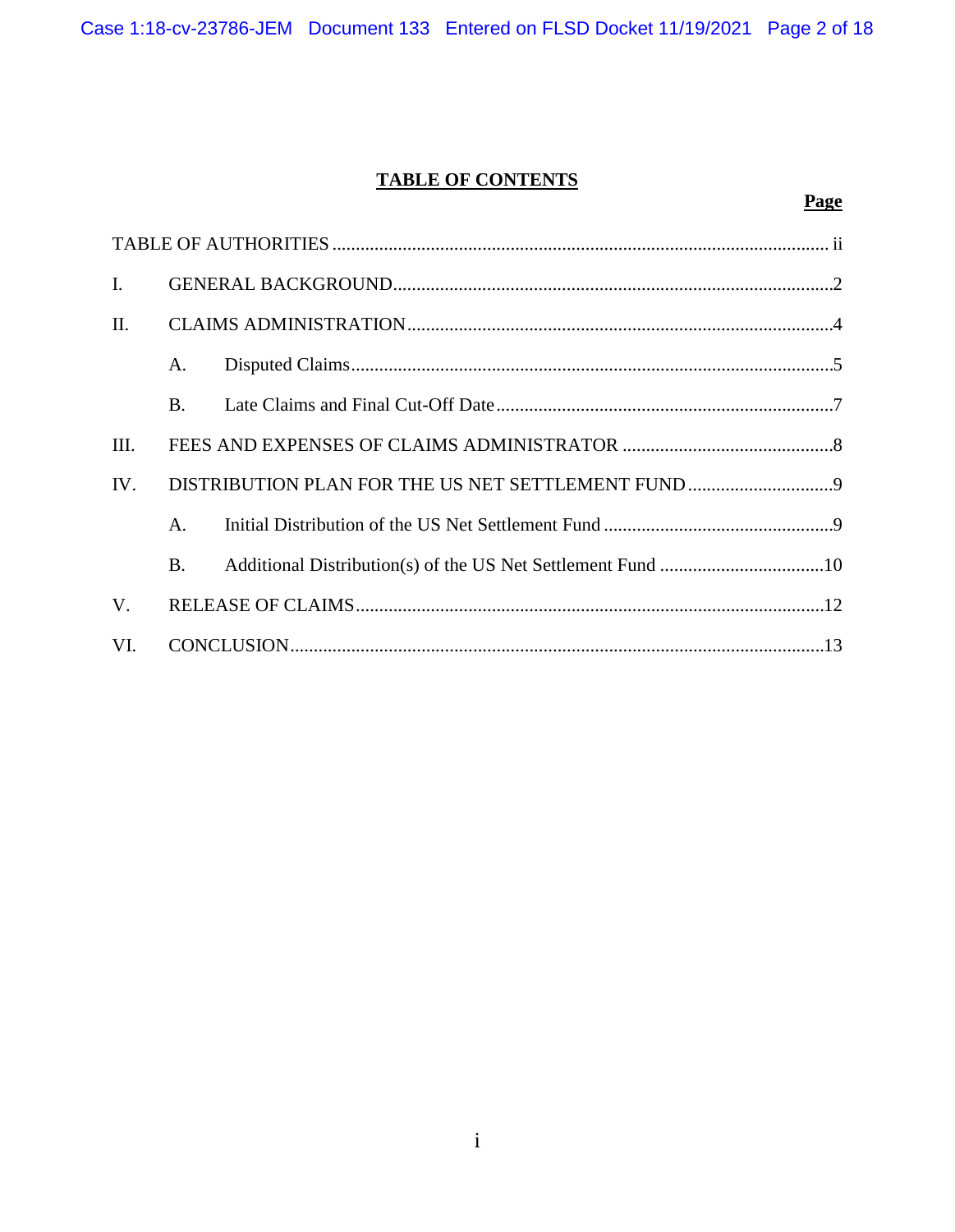# TABLE OF CONTENTS

| | | | Page |
|---|---|---|---|
| TABLE OF AUTHORITIES | | | ii |
| I. | GENERAL BACKGROUND | | 2 |
| II. | CLAIMS ADMINISTRATION | | 4 |
| | A. | Disputed Claims | 5 |
| | B. | Late Claims and Final Cut-Off Date | 7 |
| III. | FEES AND EXPENSES OF CLAIMS ADMINISTRATOR | | 8 |
| IV. | DISTRIBUTION PLAN FOR THE US NET SETTLEMENT FUND | | 9 |
| | A. | Initial Distribution of the US Net Settlement Fund | 9 |
| | B. | Additional Distribution(s) of the US Net Settlement Fund | 10 |
| V. | RELEASE OF CLAIMS | | 12 |
| VI. | CONCLUSION | | 13 |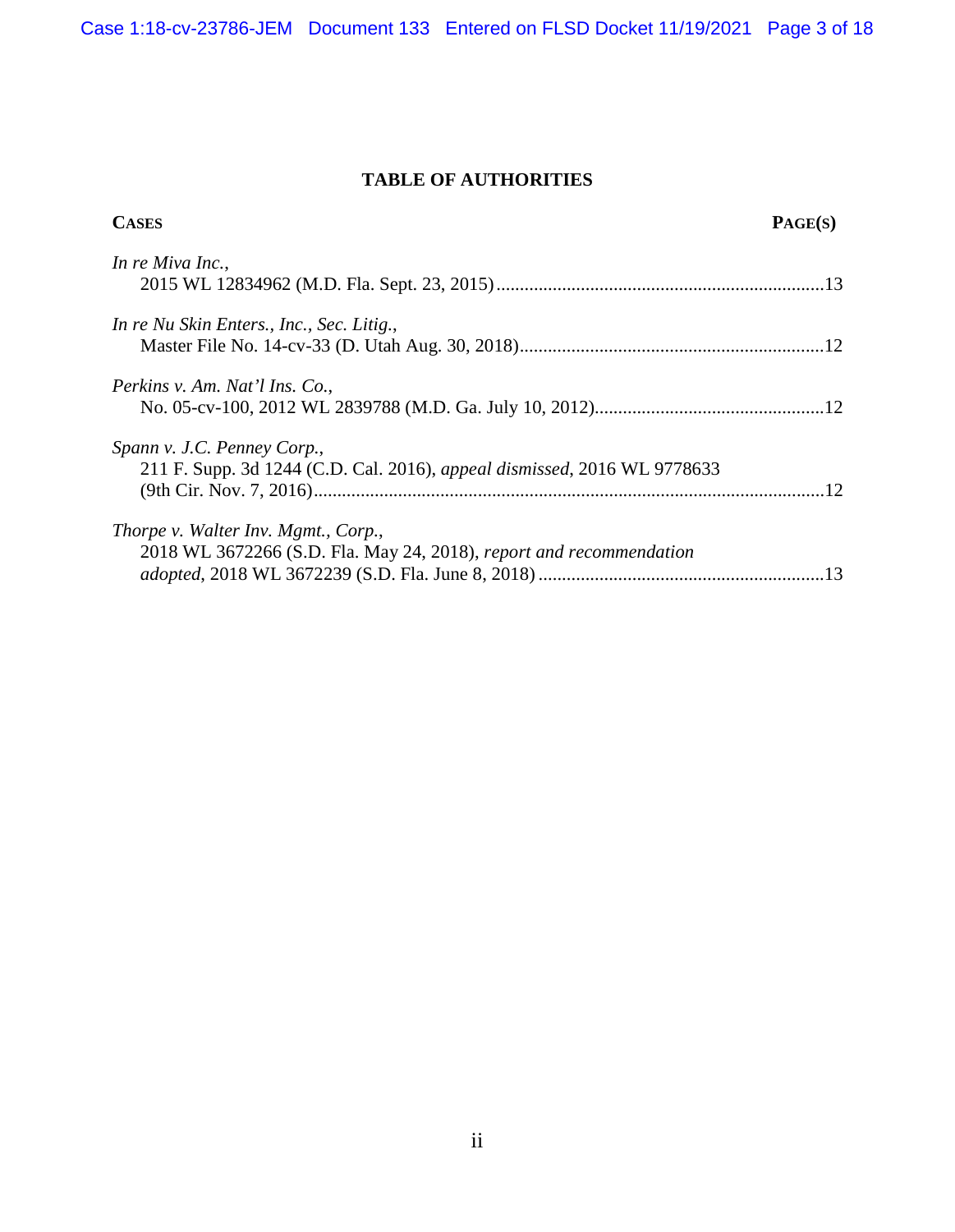## TABLE OF AUTHORITIES

| CASES | PAGE(S) |
|---|---|
| *In re Miva Inc.*, 2015 WL 12834962 (M.D. Fla. Sept. 23, 2015) | 13 |
| *In re Nu Skin Enters., Inc., Sec. Litig.*, Master File No. 14-cv-33 (D. Utah Aug. 30, 2018) | 12 |
| *Perkins v. Am. Nat'l Ins. Co.*, No. 05-cv-100, 2012 WL 2839788 (M.D. Ga. July 10, 2012) | 12 |
| *Spann v. J.C. Penney Corp.*, 211 F. Supp. 3d 1244 (C.D. Cal. 2016), *appeal dismissed*, 2016 WL 9778633 (9th Cir. Nov. 7, 2016) | 12 |
| *Thorpe v. Walter Inv. Mgmt., Corp.*, 2018 WL 3672266 (S.D. Fla. May 24, 2018), *report and recommendation adopted*, 2018 WL 3672239 (S.D. Fla. June 8, 2018) | 13 |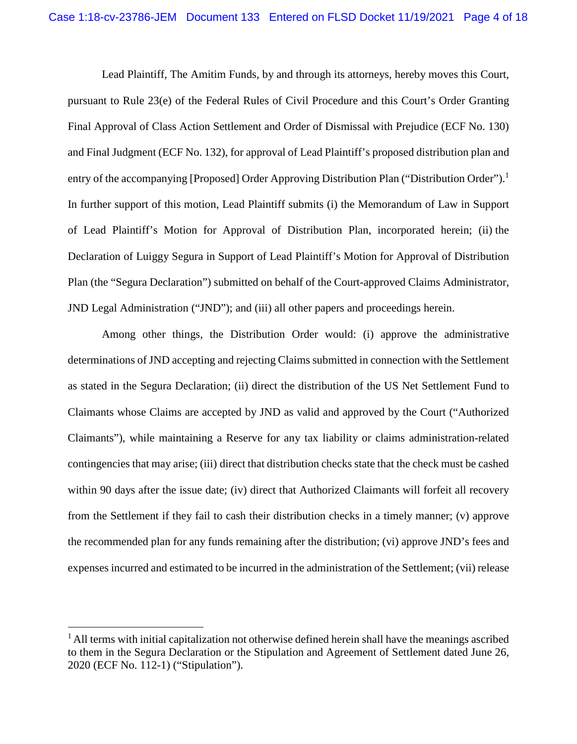Lead Plaintiff, The Amitim Funds, by and through its attorneys, hereby moves this Court, pursuant to Rule 23(e) of the Federal Rules of Civil Procedure and this Court's Order Granting Final Approval of Class Action Settlement and Order of Dismissal with Prejudice (ECF No. 130) and Final Judgment (ECF No. 132), for approval of Lead Plaintiff's proposed distribution plan and entry of the accompanying [Proposed] Order Approving Distribution Plan ("Distribution Order").[1] In further support of this motion, Lead Plaintiff submits (i) the Memorandum of Law in Support of Lead Plaintiff's Motion for Approval of Distribution Plan, incorporated herein; (ii) the Declaration of Luiggy Segura in Support of Lead Plaintiff's Motion for Approval of Distribution Plan (the "Segura Declaration") submitted on behalf of the Court-approved Claims Administrator, JND Legal Administration ("JND"); and (iii) all other papers and proceedings herein.

Among other things, the Distribution Order would: (i) approve the administrative determinations of JND accepting and rejecting Claims submitted in connection with the Settlement as stated in the Segura Declaration; (ii) direct the distribution of the US Net Settlement Fund to Claimants whose Claims are accepted by JND as valid and approved by the Court ("Authorized Claimants"), while maintaining a Reserve for any tax liability or claims administration-related contingencies that may arise; (iii) direct that distribution checks state that the check must be cashed within 90 days after the issue date; (iv) direct that Authorized Claimants will forfeit all recovery from the Settlement if they fail to cash their distribution checks in a timely manner; (v) approve the recommended plan for any funds remaining after the distribution; (vi) approve JND's fees and expenses incurred and estimated to be incurred in the administration of the Settlement; (vii) release

[1] All terms with initial capitalization not otherwise defined herein shall have the meanings ascribed to them in the Segura Declaration or the Stipulation and Agreement of Settlement dated June 26, 2020 (ECF No. 112-1) ("Stipulation").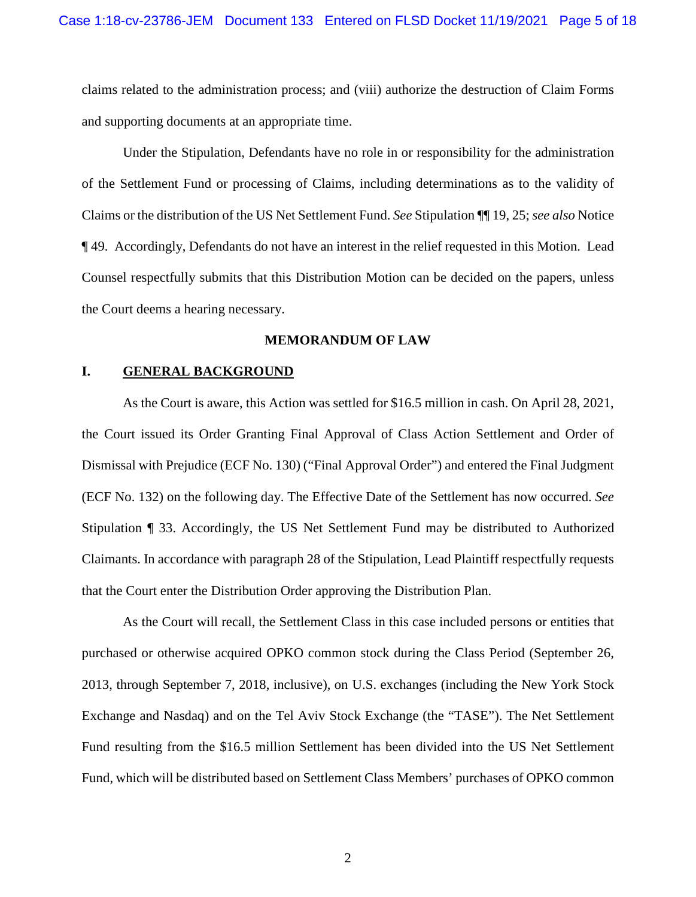claims related to the administration process; and (viii) authorize the destruction of Claim Forms and supporting documents at an appropriate time.

Under the Stipulation, Defendants have no role in or responsibility for the administration of the Settlement Fund or processing of Claims, including determinations as to the validity of Claims or the distribution of the US Net Settlement Fund. *See* Stipulation ¶¶ 19, 25; *see also* Notice ¶ 49. Accordingly, Defendants do not have an interest in the relief requested in this Motion. Lead Counsel respectfully submits that this Distribution Motion can be decided on the papers, unless the Court deems a hearing necessary.

## MEMORANDUM OF LAW

### I. GENERAL BACKGROUND

As the Court is aware, this Action was settled for $16.5 million in cash. On April 28, 2021, the Court issued its Order Granting Final Approval of Class Action Settlement and Order of Dismissal with Prejudice (ECF No. 130) ("Final Approval Order") and entered the Final Judgment (ECF No. 132) on the following day. The Effective Date of the Settlement has now occurred. *See* Stipulation ¶ 33. Accordingly, the US Net Settlement Fund may be distributed to Authorized Claimants. In accordance with paragraph 28 of the Stipulation, Lead Plaintiff respectfully requests that the Court enter the Distribution Order approving the Distribution Plan.

As the Court will recall, the Settlement Class in this case included persons or entities that purchased or otherwise acquired OPKO common stock during the Class Period (September 26, 2013, through September 7, 2018, inclusive), on U.S. exchanges (including the New York Stock Exchange and Nasdaq) and on the Tel Aviv Stock Exchange (the "TASE"). The Net Settlement Fund resulting from the $16.5 million Settlement has been divided into the US Net Settlement Fund, which will be distributed based on Settlement Class Members' purchases of OPKO common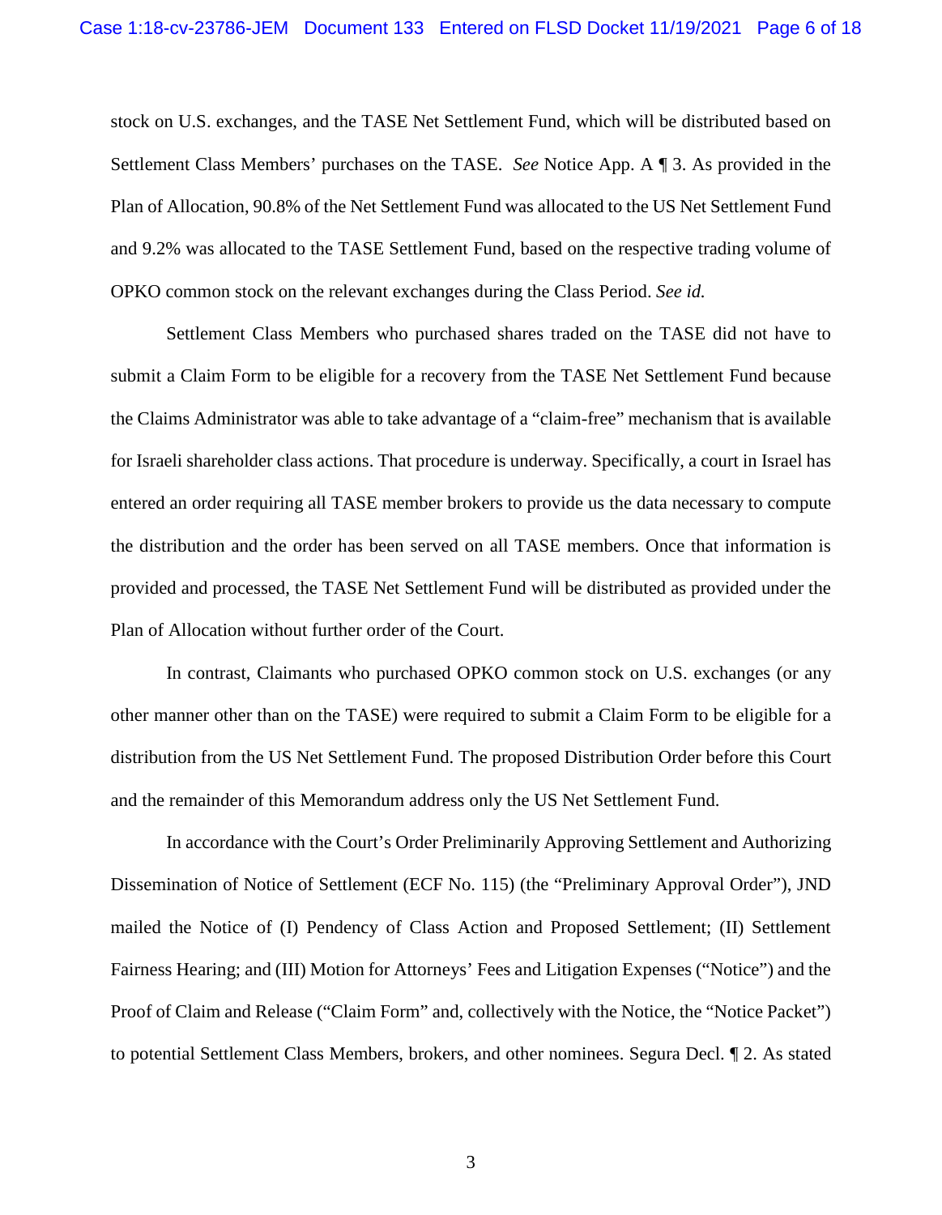stock on U.S. exchanges, and the TASE Net Settlement Fund, which will be distributed based on Settlement Class Members' purchases on the TASE. *See* Notice App. A ¶ 3. As provided in the Plan of Allocation, 90.8% of the Net Settlement Fund was allocated to the US Net Settlement Fund and 9.2% was allocated to the TASE Settlement Fund, based on the respective trading volume of OPKO common stock on the relevant exchanges during the Class Period. *See id.*

Settlement Class Members who purchased shares traded on the TASE did not have to submit a Claim Form to be eligible for a recovery from the TASE Net Settlement Fund because the Claims Administrator was able to take advantage of a "claim-free" mechanism that is available for Israeli shareholder class actions. That procedure is underway. Specifically, a court in Israel has entered an order requiring all TASE member brokers to provide us the data necessary to compute the distribution and the order has been served on all TASE members. Once that information is provided and processed, the TASE Net Settlement Fund will be distributed as provided under the Plan of Allocation without further order of the Court.

In contrast, Claimants who purchased OPKO common stock on U.S. exchanges (or any other manner other than on the TASE) were required to submit a Claim Form to be eligible for a distribution from the US Net Settlement Fund. The proposed Distribution Order before this Court and the remainder of this Memorandum address only the US Net Settlement Fund.

In accordance with the Court's Order Preliminarily Approving Settlement and Authorizing Dissemination of Notice of Settlement (ECF No. 115) (the "Preliminary Approval Order"), JND mailed the Notice of (I) Pendency of Class Action and Proposed Settlement; (II) Settlement Fairness Hearing; and (III) Motion for Attorneys' Fees and Litigation Expenses ("Notice") and the Proof of Claim and Release ("Claim Form" and, collectively with the Notice, the "Notice Packet") to potential Settlement Class Members, brokers, and other nominees. Segura Decl. ¶ 2. As stated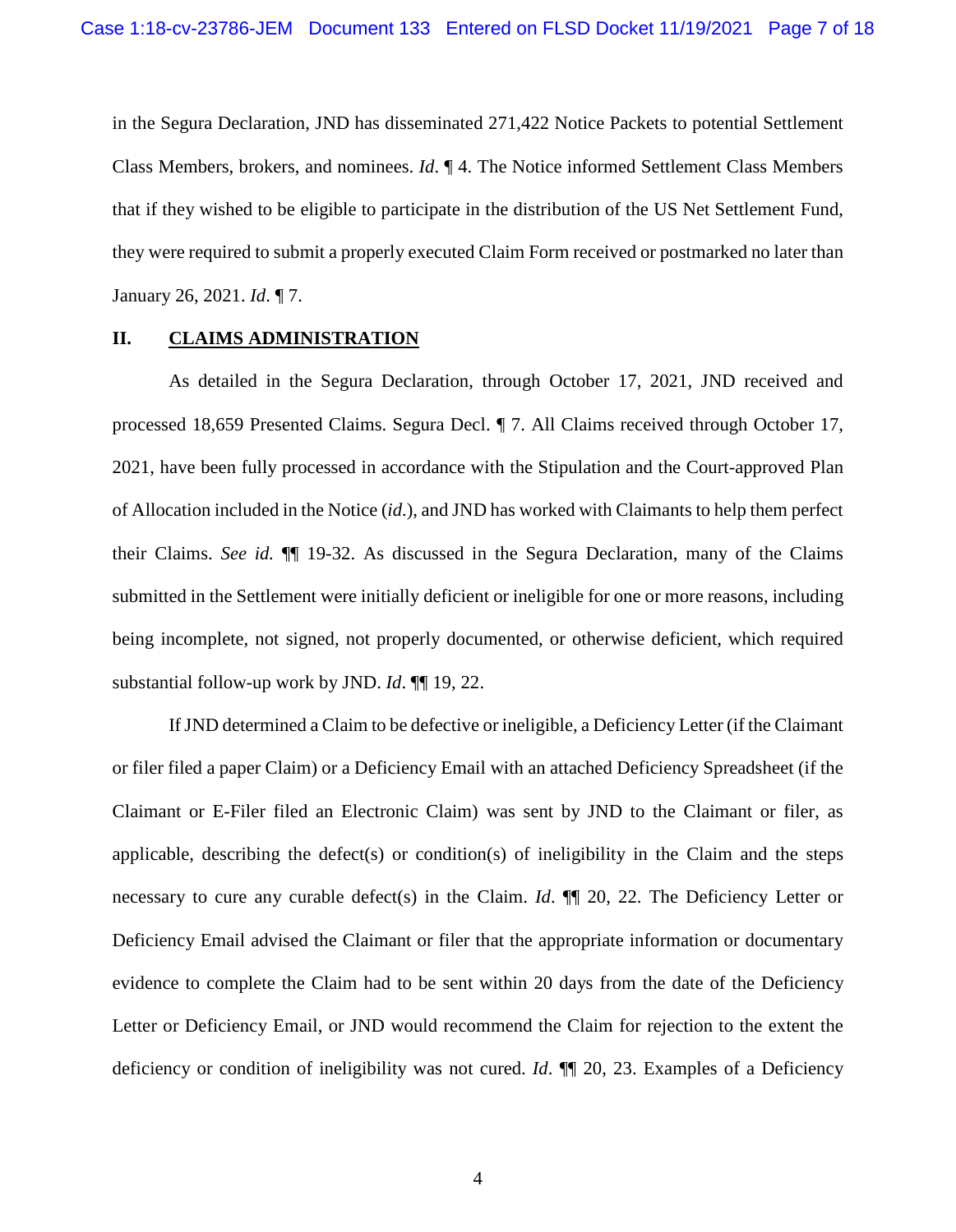in the Segura Declaration, JND has disseminated 271,422 Notice Packets to potential Settlement Class Members, brokers, and nominees. *Id*. ¶ 4. The Notice informed Settlement Class Members that if they wished to be eligible to participate in the distribution of the US Net Settlement Fund, they were required to submit a properly executed Claim Form received or postmarked no later than January 26, 2021. *Id*. ¶ 7.

## II. CLAIMS ADMINISTRATION

As detailed in the Segura Declaration, through October 17, 2021, JND received and processed 18,659 Presented Claims. Segura Decl. ¶ 7. All Claims received through October 17, 2021, have been fully processed in accordance with the Stipulation and the Court-approved Plan of Allocation included in the Notice (*id*.), and JND has worked with Claimants to help them perfect their Claims. *See id.* ¶¶ 19-32. As discussed in the Segura Declaration, many of the Claims submitted in the Settlement were initially deficient or ineligible for one or more reasons, including being incomplete, not signed, not properly documented, or otherwise deficient, which required substantial follow-up work by JND. *Id*. ¶¶ 19, 22.

If JND determined a Claim to be defective or ineligible, a Deficiency Letter (if the Claimant or filer filed a paper Claim) or a Deficiency Email with an attached Deficiency Spreadsheet (if the Claimant or E-Filer filed an Electronic Claim) was sent by JND to the Claimant or filer, as applicable, describing the defect(s) or condition(s) of ineligibility in the Claim and the steps necessary to cure any curable defect(s) in the Claim. *Id*. ¶¶ 20, 22. The Deficiency Letter or Deficiency Email advised the Claimant or filer that the appropriate information or documentary evidence to complete the Claim had to be sent within 20 days from the date of the Deficiency Letter or Deficiency Email, or JND would recommend the Claim for rejection to the extent the deficiency or condition of ineligibility was not cured. *Id*. ¶¶ 20, 23. Examples of a Deficiency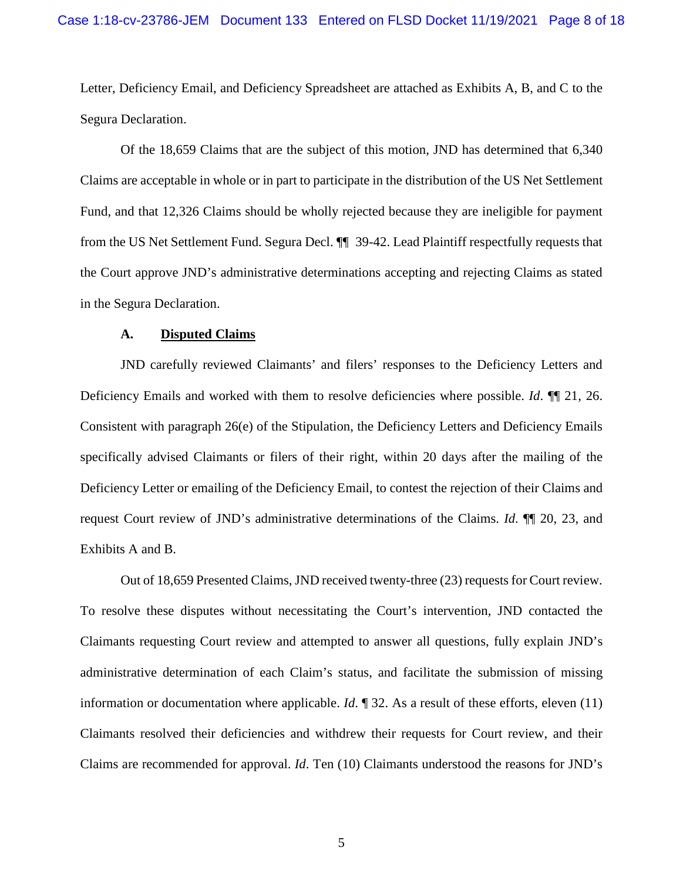Letter, Deficiency Email, and Deficiency Spreadsheet are attached as Exhibits A, B, and C to the Segura Declaration.

Of the 18,659 Claims that are the subject of this motion, JND has determined that 6,340 Claims are acceptable in whole or in part to participate in the distribution of the US Net Settlement Fund, and that 12,326 Claims should be wholly rejected because they are ineligible for payment from the US Net Settlement Fund. Segura Decl. ¶¶ 39-42. Lead Plaintiff respectfully requests that the Court approve JND's administrative determinations accepting and rejecting Claims as stated in the Segura Declaration.

### A. **Disputed Claims**

JND carefully reviewed Claimants' and filers' responses to the Deficiency Letters and Deficiency Emails and worked with them to resolve deficiencies where possible. *Id*. ¶¶ 21, 26. Consistent with paragraph 26(e) of the Stipulation, the Deficiency Letters and Deficiency Emails specifically advised Claimants or filers of their right, within 20 days after the mailing of the Deficiency Letter or emailing of the Deficiency Email, to contest the rejection of their Claims and request Court review of JND's administrative determinations of the Claims. *Id.* ¶¶ 20, 23, and Exhibits A and B.

Out of 18,659 Presented Claims, JND received twenty-three (23) requests for Court review. To resolve these disputes without necessitating the Court's intervention, JND contacted the Claimants requesting Court review and attempted to answer all questions, fully explain JND's administrative determination of each Claim's status, and facilitate the submission of missing information or documentation where applicable. *Id.* ¶ 32. As a result of these efforts, eleven (11) Claimants resolved their deficiencies and withdrew their requests for Court review, and their Claims are recommended for approval. *Id*. Ten (10) Claimants understood the reasons for JND's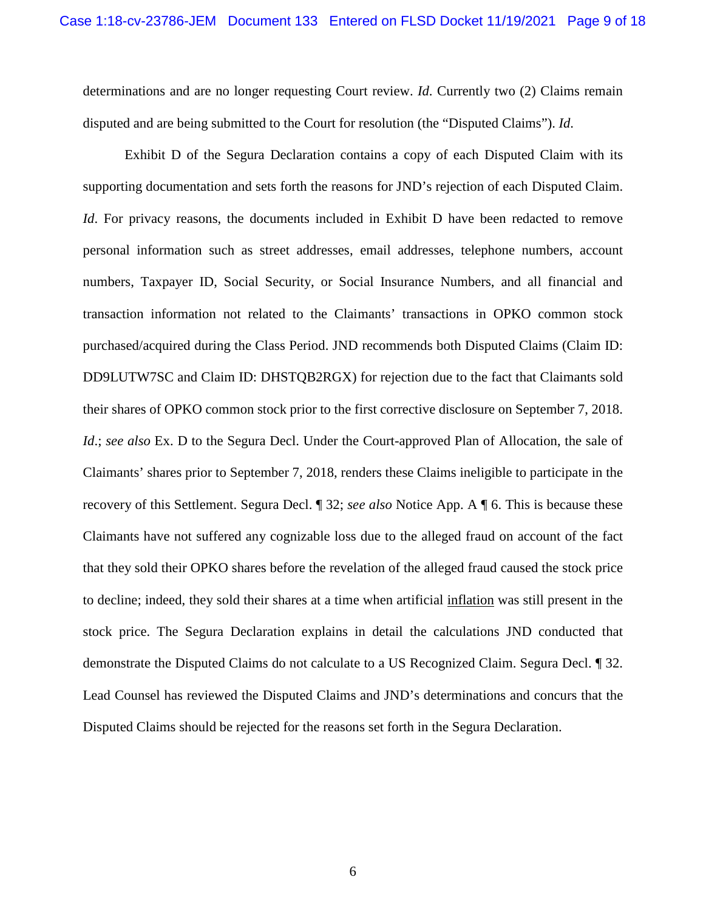determinations and are no longer requesting Court review. *Id*. Currently two (2) Claims remain disputed and are being submitted to the Court for resolution (the "Disputed Claims"). *Id*.

Exhibit D of the Segura Declaration contains a copy of each Disputed Claim with its supporting documentation and sets forth the reasons for JND's rejection of each Disputed Claim. *Id*. For privacy reasons, the documents included in Exhibit D have been redacted to remove personal information such as street addresses, email addresses, telephone numbers, account numbers, Taxpayer ID, Social Security, or Social Insurance Numbers, and all financial and transaction information not related to the Claimants' transactions in OPKO common stock purchased/acquired during the Class Period. JND recommends both Disputed Claims (Claim ID: DD9LUTW7SC and Claim ID: DHSTQB2RGX) for rejection due to the fact that Claimants sold their shares of OPKO common stock prior to the first corrective disclosure on September 7, 2018. *Id*.; *see also* Ex. D to the Segura Decl. Under the Court-approved Plan of Allocation, the sale of Claimants' shares prior to September 7, 2018, renders these Claims ineligible to participate in the recovery of this Settlement. Segura Decl. ¶ 32; *see also* Notice App. A ¶ 6. This is because these Claimants have not suffered any cognizable loss due to the alleged fraud on account of the fact that they sold their OPKO shares before the revelation of the alleged fraud caused the stock price to decline; indeed, they sold their shares at a time when artificial inflation was still present in the stock price. The Segura Declaration explains in detail the calculations JND conducted that demonstrate the Disputed Claims do not calculate to a US Recognized Claim. Segura Decl. ¶ 32. Lead Counsel has reviewed the Disputed Claims and JND's determinations and concurs that the Disputed Claims should be rejected for the reasons set forth in the Segura Declaration.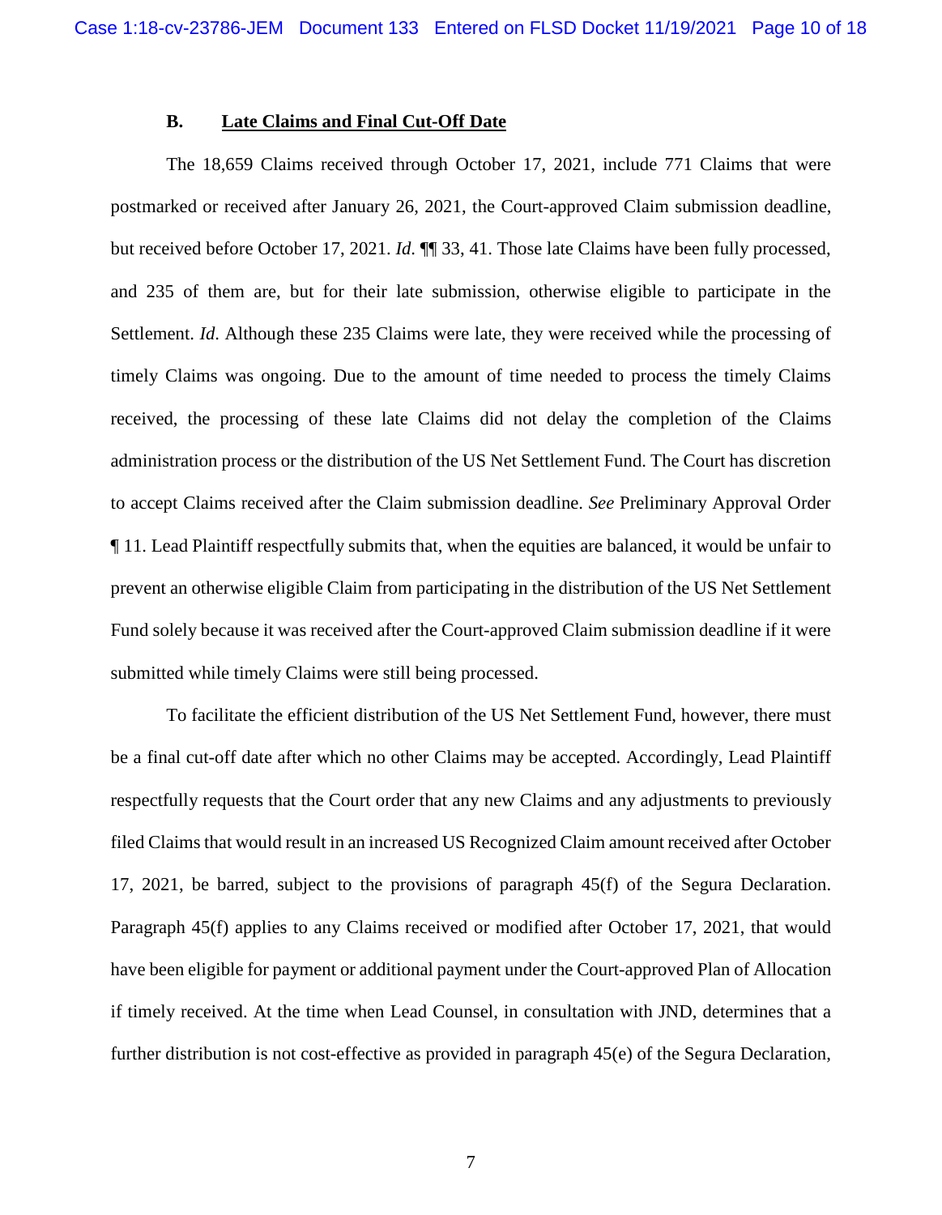### B. Late Claims and Final Cut-Off Date

The 18,659 Claims received through October 17, 2021, include 771 Claims that were postmarked or received after January 26, 2021, the Court-approved Claim submission deadline, but received before October 17, 2021. *Id.* ¶¶ 33, 41. Those late Claims have been fully processed, and 235 of them are, but for their late submission, otherwise eligible to participate in the Settlement. *Id.* Although these 235 Claims were late, they were received while the processing of timely Claims was ongoing. Due to the amount of time needed to process the timely Claims received, the processing of these late Claims did not delay the completion of the Claims administration process or the distribution of the US Net Settlement Fund. The Court has discretion to accept Claims received after the Claim submission deadline. *See* Preliminary Approval Order ¶ 11. Lead Plaintiff respectfully submits that, when the equities are balanced, it would be unfair to prevent an otherwise eligible Claim from participating in the distribution of the US Net Settlement Fund solely because it was received after the Court-approved Claim submission deadline if it were submitted while timely Claims were still being processed.

To facilitate the efficient distribution of the US Net Settlement Fund, however, there must be a final cut-off date after which no other Claims may be accepted. Accordingly, Lead Plaintiff respectfully requests that the Court order that any new Claims and any adjustments to previously filed Claims that would result in an increased US Recognized Claim amount received after October 17, 2021, be barred, subject to the provisions of paragraph 45(f) of the Segura Declaration. Paragraph 45(f) applies to any Claims received or modified after October 17, 2021, that would have been eligible for payment or additional payment under the Court-approved Plan of Allocation if timely received. At the time when Lead Counsel, in consultation with JND, determines that a further distribution is not cost-effective as provided in paragraph 45(e) of the Segura Declaration,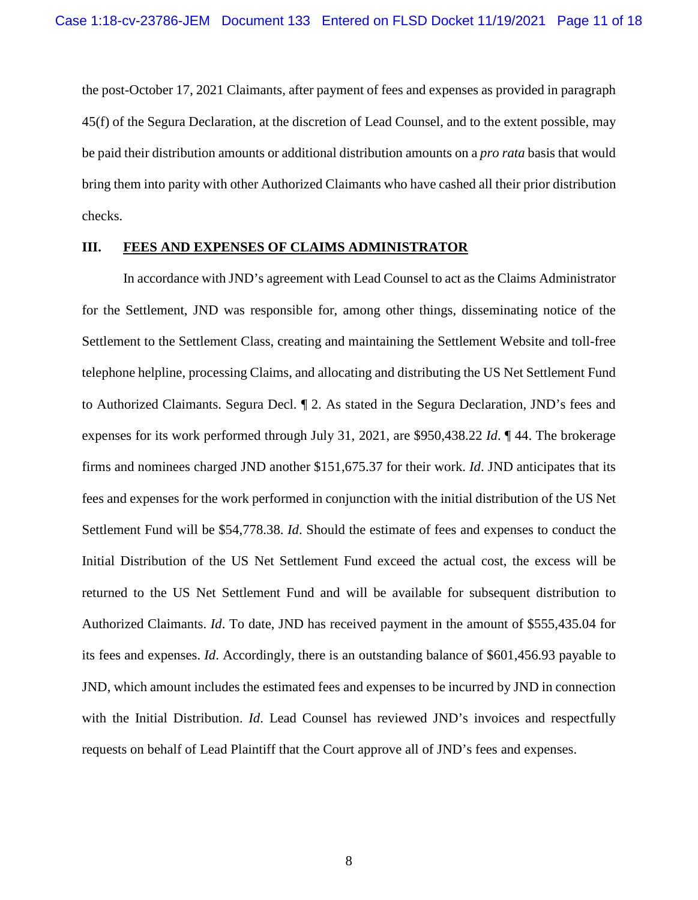the post-October 17, 2021 Claimants, after payment of fees and expenses as provided in paragraph 45(f) of the Segura Declaration, at the discretion of Lead Counsel, and to the extent possible, may be paid their distribution amounts or additional distribution amounts on a *pro rata* basis that would bring them into parity with other Authorized Claimants who have cashed all their prior distribution checks.

## III. FEES AND EXPENSES OF CLAIMS ADMINISTRATOR

In accordance with JND's agreement with Lead Counsel to act as the Claims Administrator for the Settlement, JND was responsible for, among other things, disseminating notice of the Settlement to the Settlement Class, creating and maintaining the Settlement Website and toll-free telephone helpline, processing Claims, and allocating and distributing the US Net Settlement Fund to Authorized Claimants. Segura Decl. ¶ 2. As stated in the Segura Declaration, JND's fees and expenses for its work performed through July 31, 2021, are $950,438.22 *Id*. ¶ 44. The brokerage firms and nominees charged JND another $151,675.37 for their work. *Id*. JND anticipates that its fees and expenses for the work performed in conjunction with the initial distribution of the US Net Settlement Fund will be $54,778.38. *Id*. Should the estimate of fees and expenses to conduct the Initial Distribution of the US Net Settlement Fund exceed the actual cost, the excess will be returned to the US Net Settlement Fund and will be available for subsequent distribution to Authorized Claimants. *Id*. To date, JND has received payment in the amount of $555,435.04 for its fees and expenses. *Id*. Accordingly, there is an outstanding balance of $601,456.93 payable to JND, which amount includes the estimated fees and expenses to be incurred by JND in connection with the Initial Distribution. *Id*. Lead Counsel has reviewed JND's invoices and respectfully requests on behalf of Lead Plaintiff that the Court approve all of JND's fees and expenses.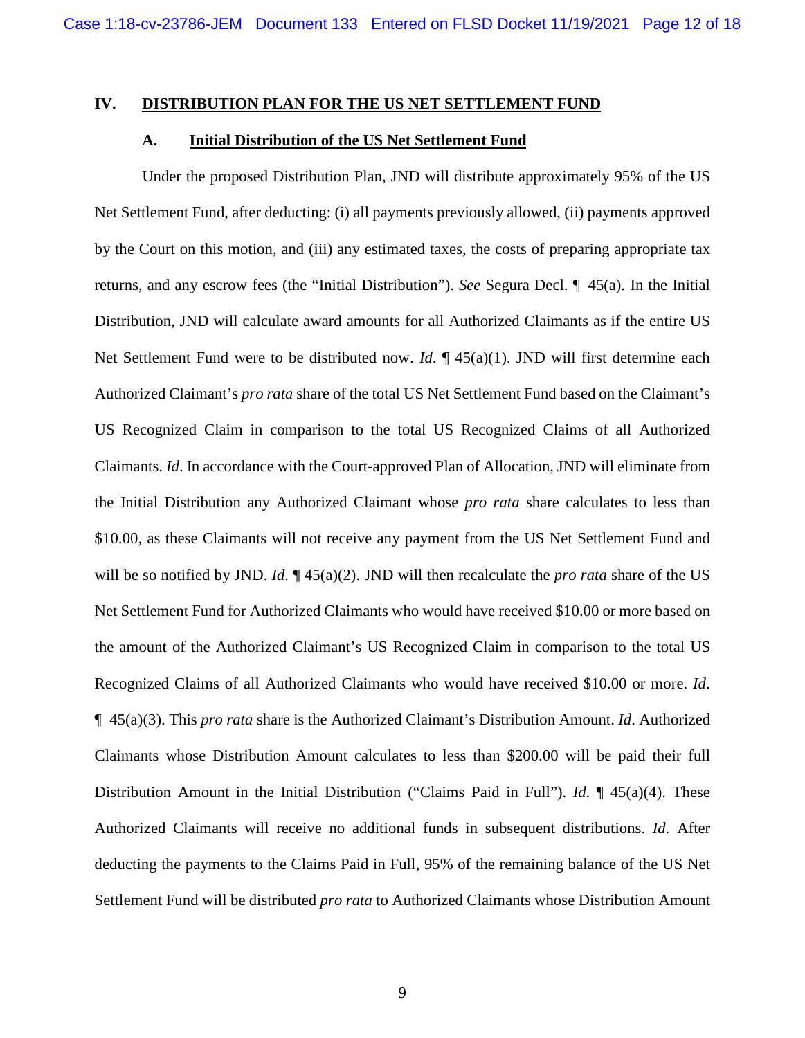## IV. DISTRIBUTION PLAN FOR THE US NET SETTLEMENT FUND

### A. Initial Distribution of the US Net Settlement Fund

Under the proposed Distribution Plan, JND will distribute approximately 95% of the US Net Settlement Fund, after deducting: (i) all payments previously allowed, (ii) payments approved by the Court on this motion, and (iii) any estimated taxes, the costs of preparing appropriate tax returns, and any escrow fees (the "Initial Distribution"). *See* Segura Decl. ¶ 45(a). In the Initial Distribution, JND will calculate award amounts for all Authorized Claimants as if the entire US Net Settlement Fund were to be distributed now. *Id.* ¶ 45(a)(1). JND will first determine each Authorized Claimant's *pro rata* share of the total US Net Settlement Fund based on the Claimant's US Recognized Claim in comparison to the total US Recognized Claims of all Authorized Claimants. *Id*. In accordance with the Court-approved Plan of Allocation, JND will eliminate from the Initial Distribution any Authorized Claimant whose *pro rata* share calculates to less than $10.00, as these Claimants will not receive any payment from the US Net Settlement Fund and will be so notified by JND. *Id.* ¶ 45(a)(2). JND will then recalculate the *pro rata* share of the US Net Settlement Fund for Authorized Claimants who would have received $10.00 or more based on the amount of the Authorized Claimant's US Recognized Claim in comparison to the total US Recognized Claims of all Authorized Claimants who would have received $10.00 or more. *Id*. ¶ 45(a)(3). This *pro rata* share is the Authorized Claimant's Distribution Amount. *Id*. Authorized Claimants whose Distribution Amount calculates to less than $200.00 will be paid their full Distribution Amount in the Initial Distribution ("Claims Paid in Full"). *Id.* ¶ 45(a)(4). These Authorized Claimants will receive no additional funds in subsequent distributions. *Id.* After deducting the payments to the Claims Paid in Full, 95% of the remaining balance of the US Net Settlement Fund will be distributed *pro rata* to Authorized Claimants whose Distribution Amount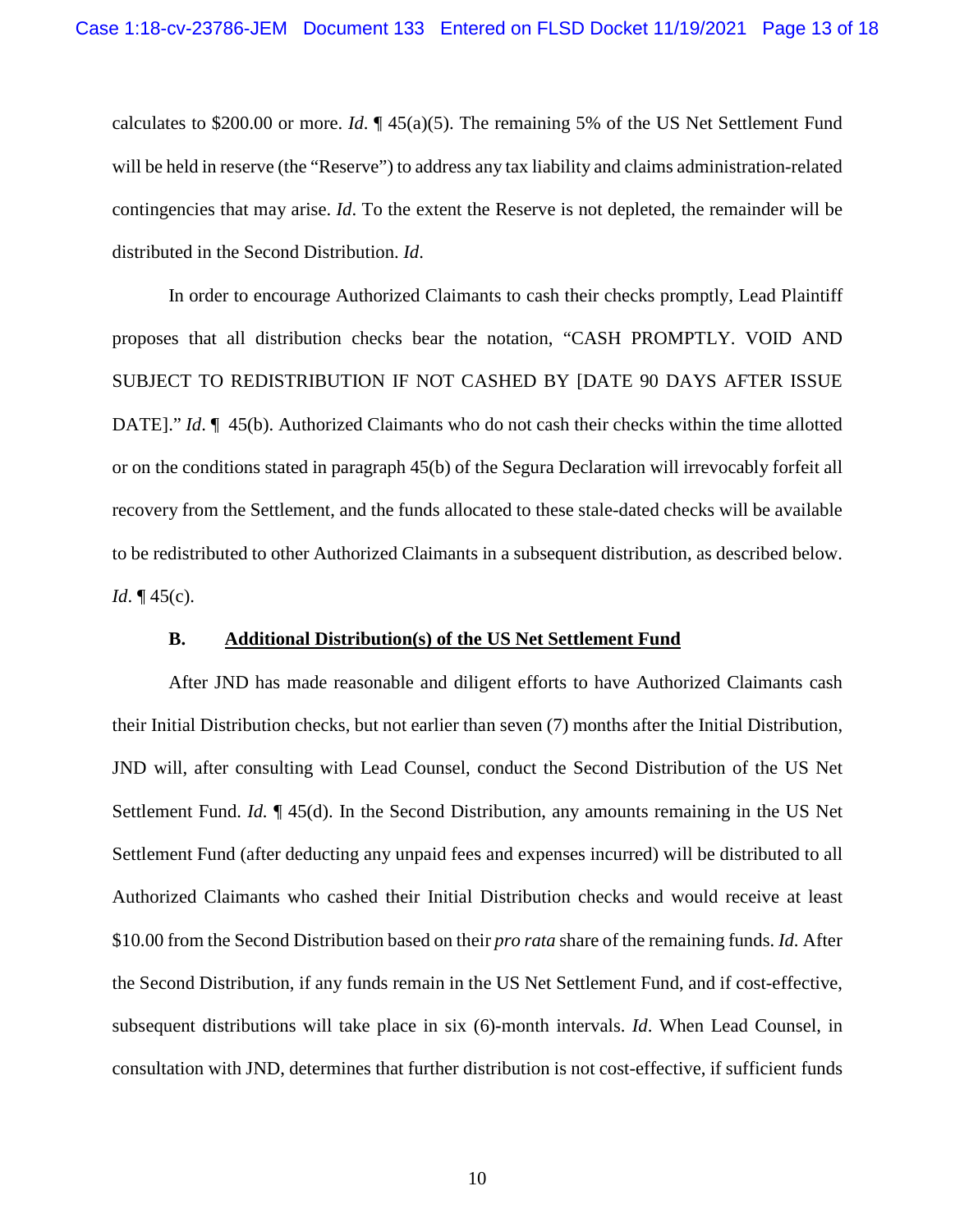calculates to $200.00 or more. *Id*. ¶ 45(a)(5). The remaining 5% of the US Net Settlement Fund will be held in reserve (the "Reserve") to address any tax liability and claims administration-related contingencies that may arise. *Id*. To the extent the Reserve is not depleted, the remainder will be distributed in the Second Distribution. *Id*.

In order to encourage Authorized Claimants to cash their checks promptly, Lead Plaintiff proposes that all distribution checks bear the notation, "CASH PROMPTLY. VOID AND SUBJECT TO REDISTRIBUTION IF NOT CASHED BY [DATE 90 DAYS AFTER ISSUE DATE]." *Id*. ¶ 45(b). Authorized Claimants who do not cash their checks within the time allotted or on the conditions stated in paragraph 45(b) of the Segura Declaration will irrevocably forfeit all recovery from the Settlement, and the funds allocated to these stale-dated checks will be available to be redistributed to other Authorized Claimants in a subsequent distribution, as described below. *Id*. ¶ 45(c).

### B. Additional Distribution(s) of the US Net Settlement Fund

After JND has made reasonable and diligent efforts to have Authorized Claimants cash their Initial Distribution checks, but not earlier than seven (7) months after the Initial Distribution, JND will, after consulting with Lead Counsel, conduct the Second Distribution of the US Net Settlement Fund. *Id.* ¶ 45(d). In the Second Distribution, any amounts remaining in the US Net Settlement Fund (after deducting any unpaid fees and expenses incurred) will be distributed to all Authorized Claimants who cashed their Initial Distribution checks and would receive at least $10.00 from the Second Distribution based on their *pro rata* share of the remaining funds. *Id*. After the Second Distribution, if any funds remain in the US Net Settlement Fund, and if cost-effective, subsequent distributions will take place in six (6)-month intervals. *Id*. When Lead Counsel, in consultation with JND, determines that further distribution is not cost-effective, if sufficient funds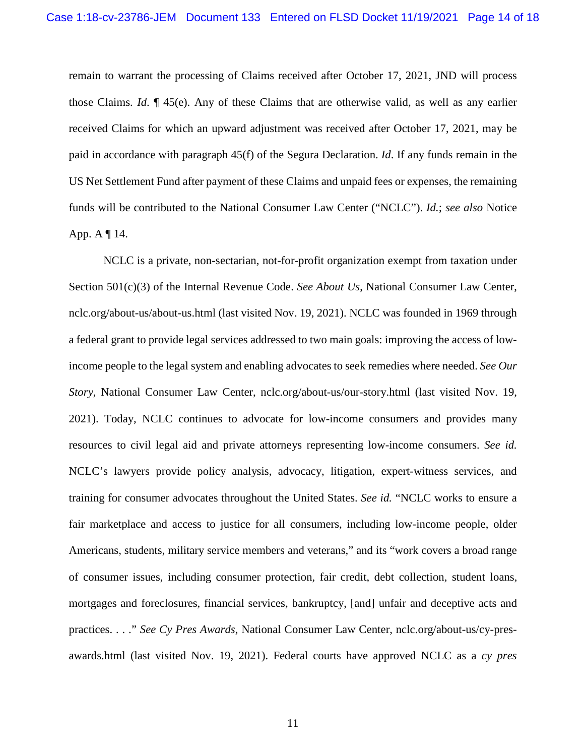remain to warrant the processing of Claims received after October 17, 2021, JND will process those Claims. *Id.* ¶ 45(e). Any of these Claims that are otherwise valid, as well as any earlier received Claims for which an upward adjustment was received after October 17, 2021, may be paid in accordance with paragraph 45(f) of the Segura Declaration. *Id*. If any funds remain in the US Net Settlement Fund after payment of these Claims and unpaid fees or expenses, the remaining funds will be contributed to the National Consumer Law Center ("NCLC"). *Id.*; *see also* Notice App. A ¶ 14.

NCLC is a private, non-sectarian, not-for-profit organization exempt from taxation under Section 501(c)(3) of the Internal Revenue Code. *See About Us*, National Consumer Law Center, nclc.org/about-us/about-us.html (last visited Nov. 19, 2021). NCLC was founded in 1969 through a federal grant to provide legal services addressed to two main goals: improving the access of low-income people to the legal system and enabling advocates to seek remedies where needed. *See Our Story*, National Consumer Law Center, nclc.org/about-us/our-story.html (last visited Nov. 19, 2021). Today, NCLC continues to advocate for low-income consumers and provides many resources to civil legal aid and private attorneys representing low-income consumers. *See id.* NCLC's lawyers provide policy analysis, advocacy, litigation, expert-witness services, and training for consumer advocates throughout the United States. *See id.* "NCLC works to ensure a fair marketplace and access to justice for all consumers, including low-income people, older Americans, students, military service members and veterans," and its "work covers a broad range of consumer issues, including consumer protection, fair credit, debt collection, student loans, mortgages and foreclosures, financial services, bankruptcy, [and] unfair and deceptive acts and practices. . . ." *See Cy Pres Awards*, National Consumer Law Center, nclc.org/about-us/cy-pres-awards.html (last visited Nov. 19, 2021). Federal courts have approved NCLC as a *cy pres*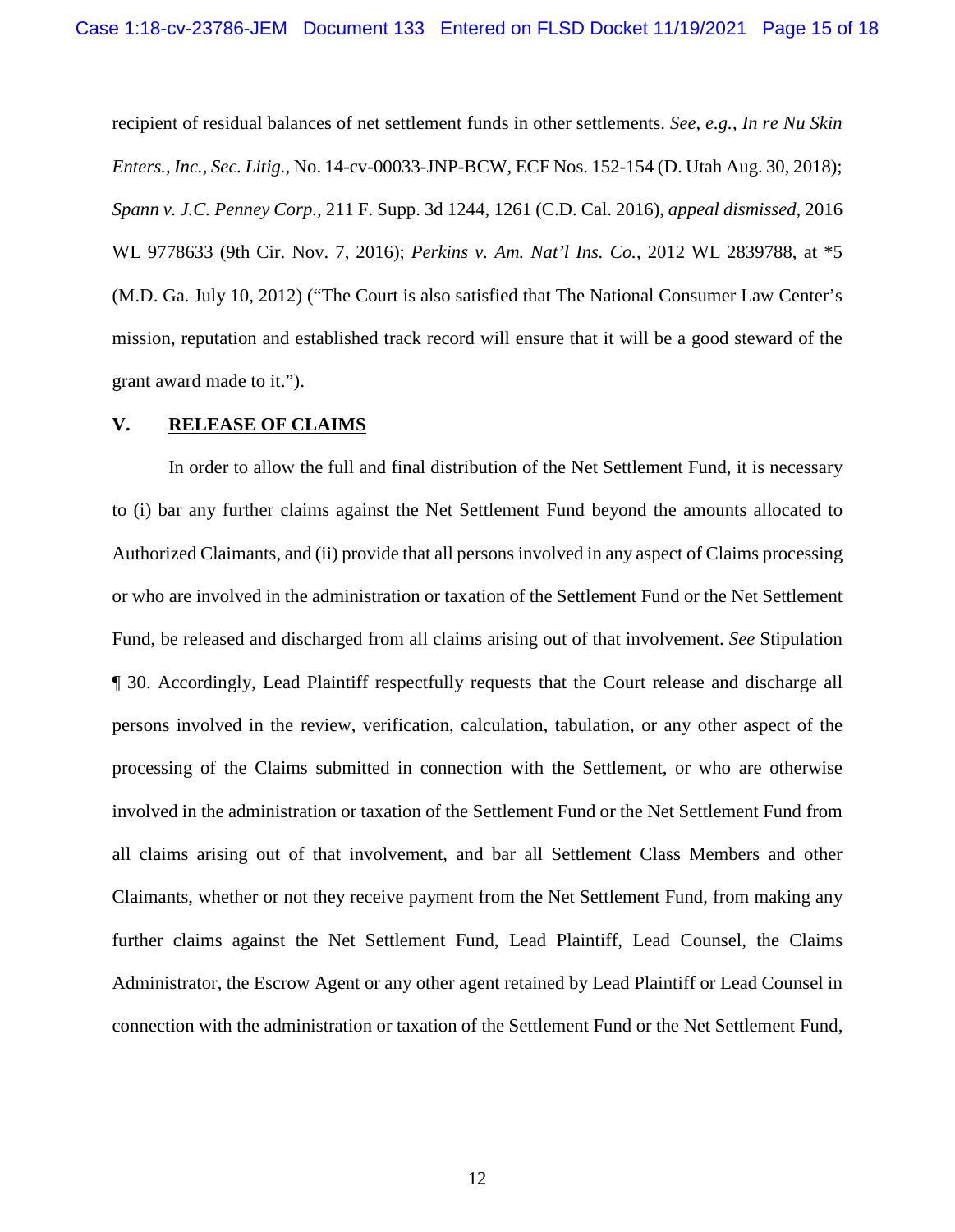recipient of residual balances of net settlement funds in other settlements. *See, e.g.*, *In re Nu Skin Enters., Inc., Sec. Litig.*, No. 14-cv-00033-JNP-BCW, ECF Nos. 152-154 (D. Utah Aug. 30, 2018); *Spann v. J.C. Penney Corp.*, 211 F. Supp. 3d 1244, 1261 (C.D. Cal. 2016), *appeal dismissed*, 2016 WL 9778633 (9th Cir. Nov. 7, 2016); *Perkins v. Am. Nat'l Ins. Co.*, 2012 WL 2839788, at *5 (M.D. Ga. July 10, 2012) ("The Court is also satisfied that The National Consumer Law Center's mission, reputation and established track record will ensure that it will be a good steward of the grant award made to it.").

## V. RELEASE OF CLAIMS

In order to allow the full and final distribution of the Net Settlement Fund, it is necessary to (i) bar any further claims against the Net Settlement Fund beyond the amounts allocated to Authorized Claimants, and (ii) provide that all persons involved in any aspect of Claims processing or who are involved in the administration or taxation of the Settlement Fund or the Net Settlement Fund, be released and discharged from all claims arising out of that involvement. *See* Stipulation ¶ 30. Accordingly, Lead Plaintiff respectfully requests that the Court release and discharge all persons involved in the review, verification, calculation, tabulation, or any other aspect of the processing of the Claims submitted in connection with the Settlement, or who are otherwise involved in the administration or taxation of the Settlement Fund or the Net Settlement Fund from all claims arising out of that involvement, and bar all Settlement Class Members and other Claimants, whether or not they receive payment from the Net Settlement Fund, from making any further claims against the Net Settlement Fund, Lead Plaintiff, Lead Counsel, the Claims Administrator, the Escrow Agent or any other agent retained by Lead Plaintiff or Lead Counsel in connection with the administration or taxation of the Settlement Fund or the Net Settlement Fund,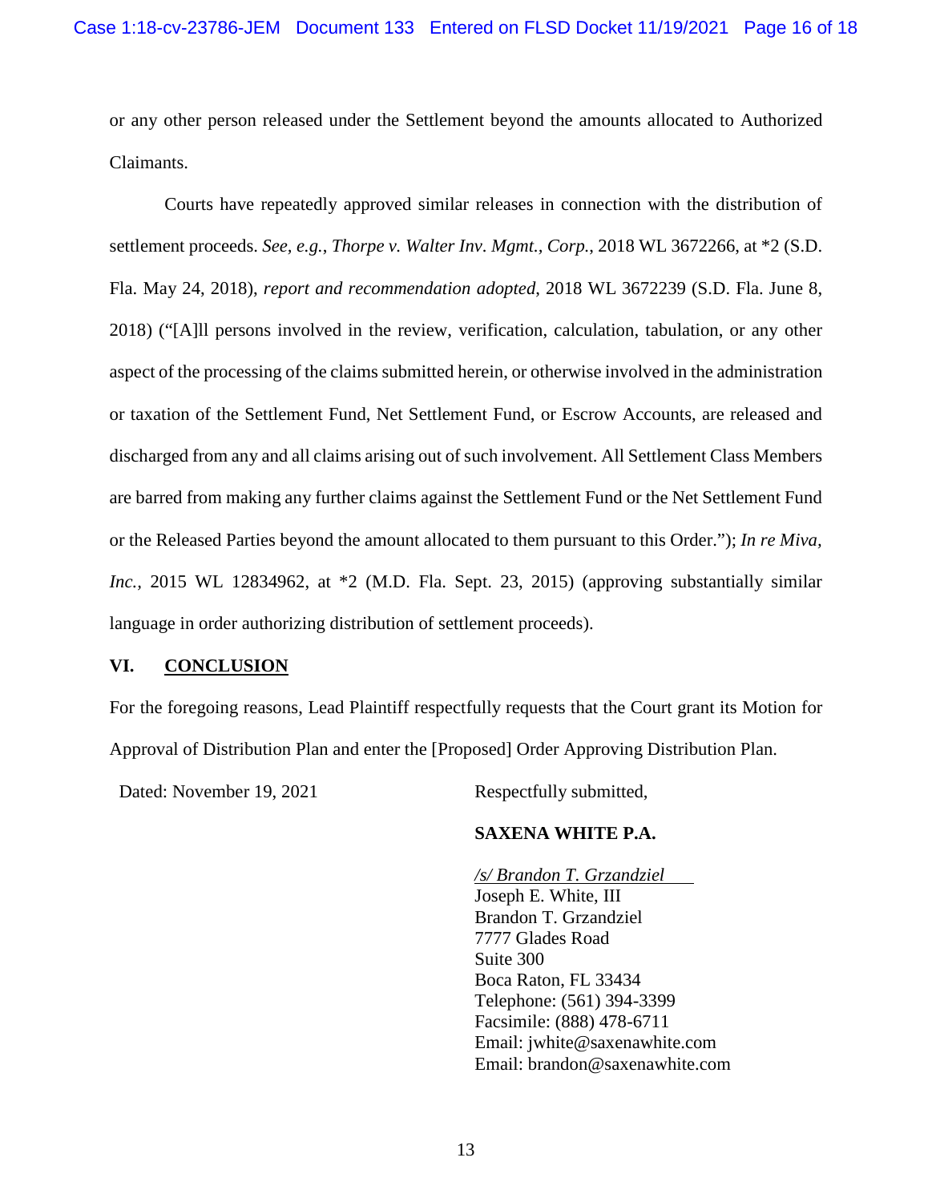or any other person released under the Settlement beyond the amounts allocated to Authorized Claimants.

Courts have repeatedly approved similar releases in connection with the distribution of settlement proceeds. *See, e.g.*, *Thorpe v. Walter Inv. Mgmt., Corp.*, 2018 WL 3672266, at *2 (S.D. Fla. May 24, 2018), *report and recommendation adopted*, 2018 WL 3672239 (S.D. Fla. June 8, 2018) ("[A]ll persons involved in the review, verification, calculation, tabulation, or any other aspect of the processing of the claims submitted herein, or otherwise involved in the administration or taxation of the Settlement Fund, Net Settlement Fund, or Escrow Accounts, are released and discharged from any and all claims arising out of such involvement. All Settlement Class Members are barred from making any further claims against the Settlement Fund or the Net Settlement Fund or the Released Parties beyond the amount allocated to them pursuant to this Order."); *In re Miva, Inc.*, 2015 WL 12834962, at *2 (M.D. Fla. Sept. 23, 2015) (approving substantially similar language in order authorizing distribution of settlement proceeds).

## VI. CONCLUSION

For the foregoing reasons, Lead Plaintiff respectfully requests that the Court grant its Motion for Approval of Distribution Plan and enter the [Proposed] Order Approving Distribution Plan.

Dated: November 19, 2021

Respectfully submitted,

**SAXENA WHITE P.A.**

*/s/ Brandon T. Grzandziel*
Joseph E. White, III
Brandon T. Grzandziel
7777 Glades Road
Suite 300
Boca Raton, FL 33434
Telephone: (561) 394-3399
Facsimile: (888) 478-6711
Email: jwhite@saxenawhite.com
Email: brandon@saxenawhite.com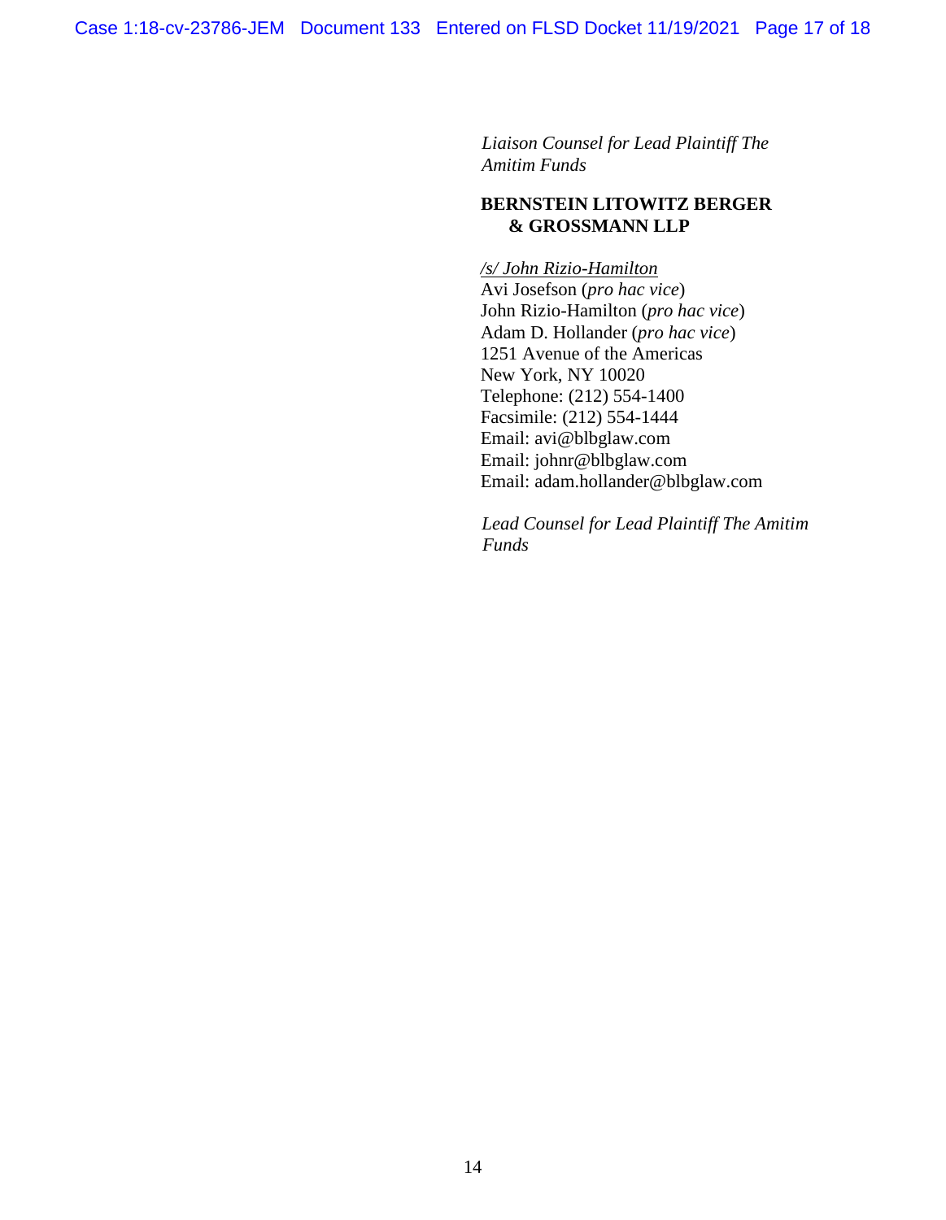*Liaison Counsel for Lead Plaintiff The Amitim Funds*

**BERNSTEIN LITOWITZ BERGER & GROSSMANN LLP**

/s/ John Rizio-Hamilton
Avi Josefson (*pro hac vice*)
John Rizio-Hamilton (*pro hac vice*)
Adam D. Hollander (*pro hac vice*)
1251 Avenue of the Americas
New York, NY 10020
Telephone: (212) 554-1400
Facsimile: (212) 554-1444
Email: avi@blbglaw.com
Email: johnr@blbglaw.com
Email: adam.hollander@blbglaw.com

*Lead Counsel for Lead Plaintiff The Amitim Funds*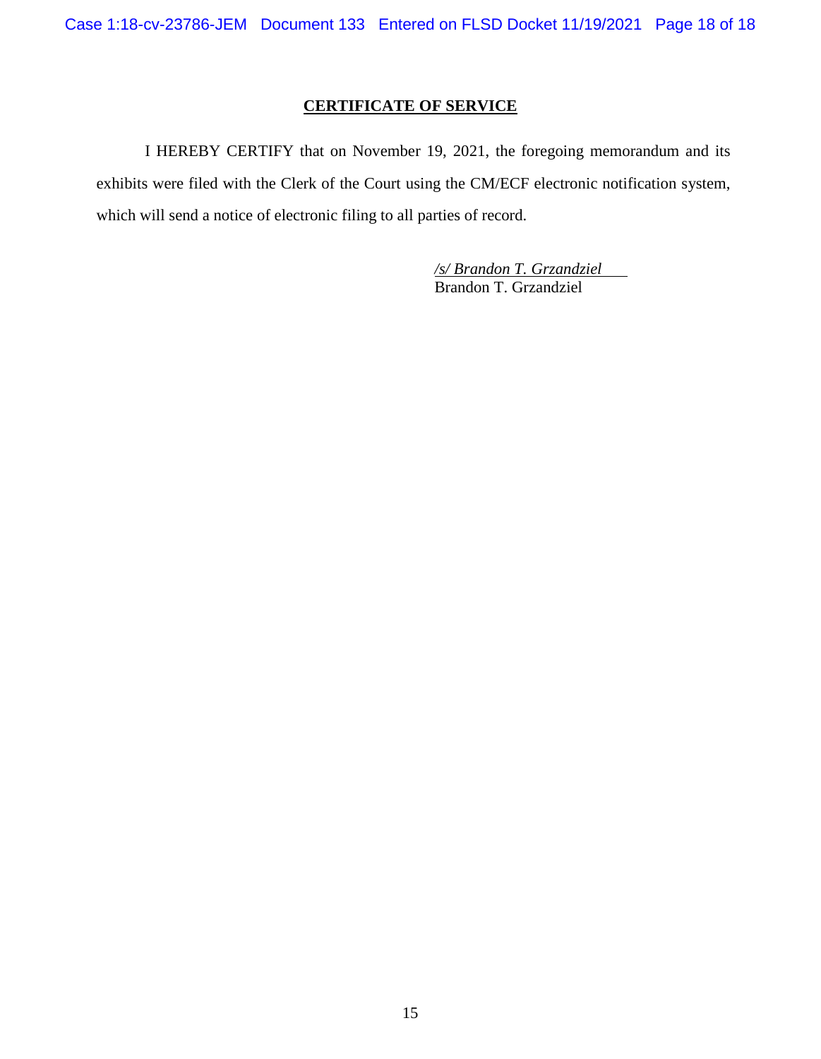## CERTIFICATE OF SERVICE

I HEREBY CERTIFY that on November 19, 2021, the foregoing memorandum and its exhibits were filed with the Clerk of the Court using the CM/ECF electronic notification system, which will send a notice of electronic filing to all parties of record.

*/s/ Brandon T. Grzandziel*
Brandon T. Grzandziel